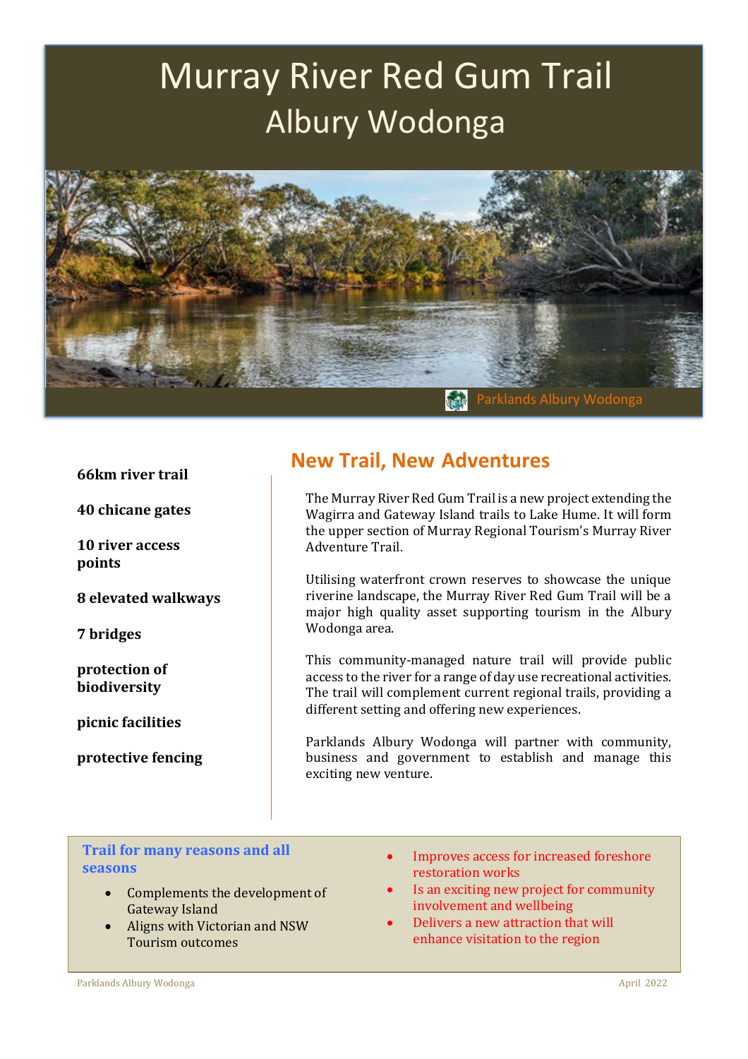# Murray River Red Gum Trail
## Albury Wodonga

Parklands Albury Wodonga

**66km river trail**

**40 chicane gates**

**10 river access points**

**8 elevated walkways**

**7 bridges**

**protection of biodiversity**

**picnic facilities**

**protective fencing**

## New Trail, New Adventures

The Murray River Red Gum Trail is a new project extending the Wagirra and Gateway Island trails to Lake Hume. It will form the upper section of Murray Regional Tourism's Murray River Adventure Trail.

Utilising waterfront crown reserves to showcase the unique riverine landscape, the Murray River Red Gum Trail will be a major high quality asset supporting tourism in the Albury Wodonga area.

This community-managed nature trail will provide public access to the river for a range of day use recreational activities. The trail will complement current regional trails, providing a different setting and offering new experiences.

Parklands Albury Wodonga will partner with community, business and government to establish and manage this exciting new venture.

### Trail for many reasons and all seasons

- Complements the development of Gateway Island
- Aligns with Victorian and NSW Tourism outcomes
- Improves access for increased foreshore restoration works
- Is an exciting new project for community involvement and wellbeing
- Delivers a new attraction that will enhance visitation to the region

Parklands Albury Wodonga April 2022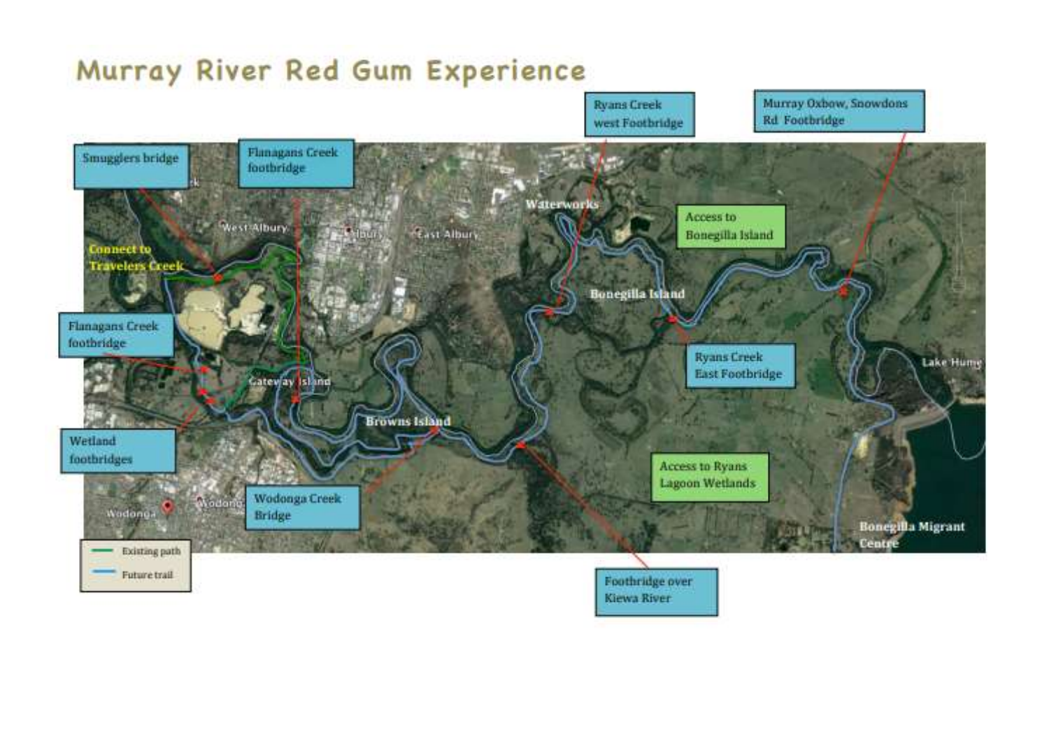# Murray River Red Gum Experience

Smugglers bridge

Flanagans Creek footbridge

Ryans Creek west Footbridge

Murray Oxbow, Snowdons Rd Footbridge

Waterworks

Access to Bonegilla Island

West Albury

Albury

East Albury

Connect to Travelers Creek

Bonegilla Island

Flanagans Creek footbridge

Gateway Island

Ryans Creek East Footbridge

Lake Hume

Browns Island

Wetland footbridges

Access to Ryans Lagoon Wetlands

Wodonga

Wodonga Creek Bridge

Bonegilla Migrant Centre

Existing path

Future trail

Footbridge over Kiewa River